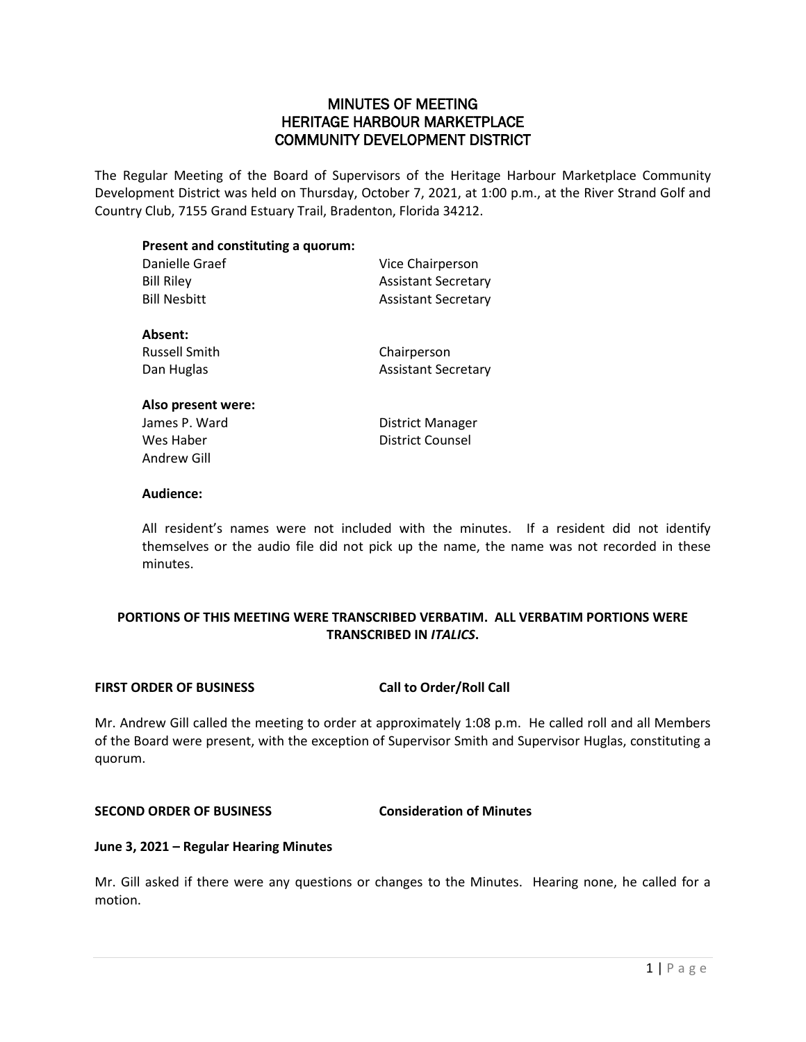# MINUTES OF MEETING
# HERITAGE HARBOUR MARKETPLACE
# COMMUNITY DEVELOPMENT DISTRICT

The Regular Meeting of the Board of Supervisors of the Heritage Harbour Marketplace Community Development District was held on Thursday, October 7, 2021, at 1:00 p.m., at the River Strand Golf and Country Club, 7155 Grand Estuary Trail, Bradenton, Florida 34212.

**Present and constituting a quorum:**

| | |
|---|---|
| Danielle Graef | Vice Chairperson |
| Bill Riley | Assistant Secretary |
| Bill Nesbitt | Assistant Secretary |

**Absent:**

| | |
|---|---|
| Russell Smith | Chairperson |
| Dan Huglas | Assistant Secretary |

**Also present were:**

| | |
|---|---|
| James P. Ward | District Manager |
| Wes Haber | District Counsel |
| Andrew Gill | |

**Audience:**

All resident's names were not included with the minutes. If a resident did not identify themselves or the audio file did not pick up the name, the name was not recorded in these minutes.

**PORTIONS OF THIS MEETING WERE TRANSCRIBED VERBATIM. ALL VERBATIM PORTIONS WERE TRANSCRIBED IN *ITALICS*.**

**FIRST ORDER OF BUSINESS Call to Order/Roll Call**

Mr. Andrew Gill called the meeting to order at approximately 1:08 p.m. He called roll and all Members of the Board were present, with the exception of Supervisor Smith and Supervisor Huglas, constituting a quorum.

**SECOND ORDER OF BUSINESS Consideration of Minutes**

**June 3, 2021 – Regular Hearing Minutes**

Mr. Gill asked if there were any questions or changes to the Minutes. Hearing none, he called for a motion.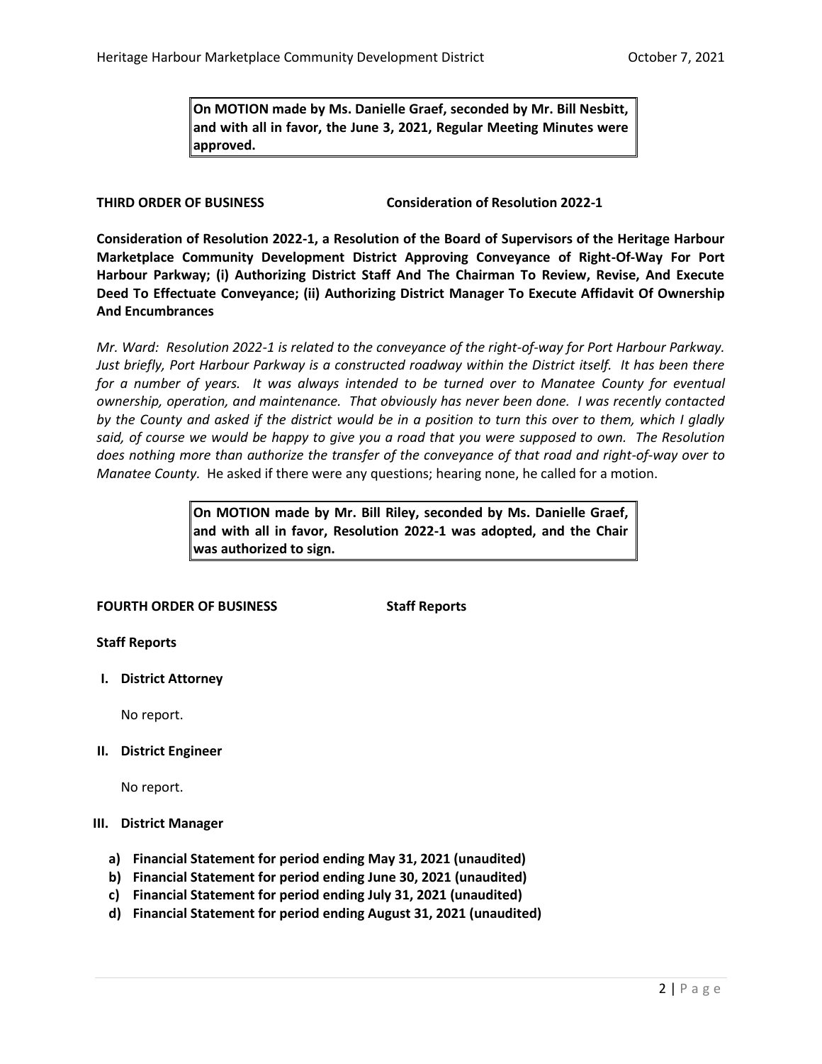**On MOTION made by Ms. Danielle Graef, seconded by Mr. Bill Nesbitt, and with all in favor, the June 3, 2021, Regular Meeting Minutes were approved.**

**THIRD ORDER OF BUSINESS** **Consideration of Resolution 2022-1**

**Consideration of Resolution 2022-1, a Resolution of the Board of Supervisors of the Heritage Harbour Marketplace Community Development District Approving Conveyance of Right-Of-Way For Port Harbour Parkway; (i) Authorizing District Staff And The Chairman To Review, Revise, And Execute Deed To Effectuate Conveyance; (ii) Authorizing District Manager To Execute Affidavit Of Ownership And Encumbrances**

*Mr. Ward: Resolution 2022-1 is related to the conveyance of the right-of-way for Port Harbour Parkway. Just briefly, Port Harbour Parkway is a constructed roadway within the District itself. It has been there for a number of years. It was always intended to be turned over to Manatee County for eventual ownership, operation, and maintenance. That obviously has never been done. I was recently contacted by the County and asked if the district would be in a position to turn this over to them, which I gladly said, of course we would be happy to give you a road that you were supposed to own. The Resolution does nothing more than authorize the transfer of the conveyance of that road and right-of-way over to Manatee County.* He asked if there were any questions; hearing none, he called for a motion.

**On MOTION made by Mr. Bill Riley, seconded by Ms. Danielle Graef, and with all in favor, Resolution 2022-1 was adopted, and the Chair was authorized to sign.**

**FOURTH ORDER OF BUSINESS** **Staff Reports**

**Staff Reports**

**I. District Attorney**

No report.

**II. District Engineer**

No report.

**III. District Manager**

a) **Financial Statement for period ending May 31, 2021 (unaudited)**
b) **Financial Statement for period ending June 30, 2021 (unaudited)**
c) **Financial Statement for period ending July 31, 2021 (unaudited)**
d) **Financial Statement for period ending August 31, 2021 (unaudited)**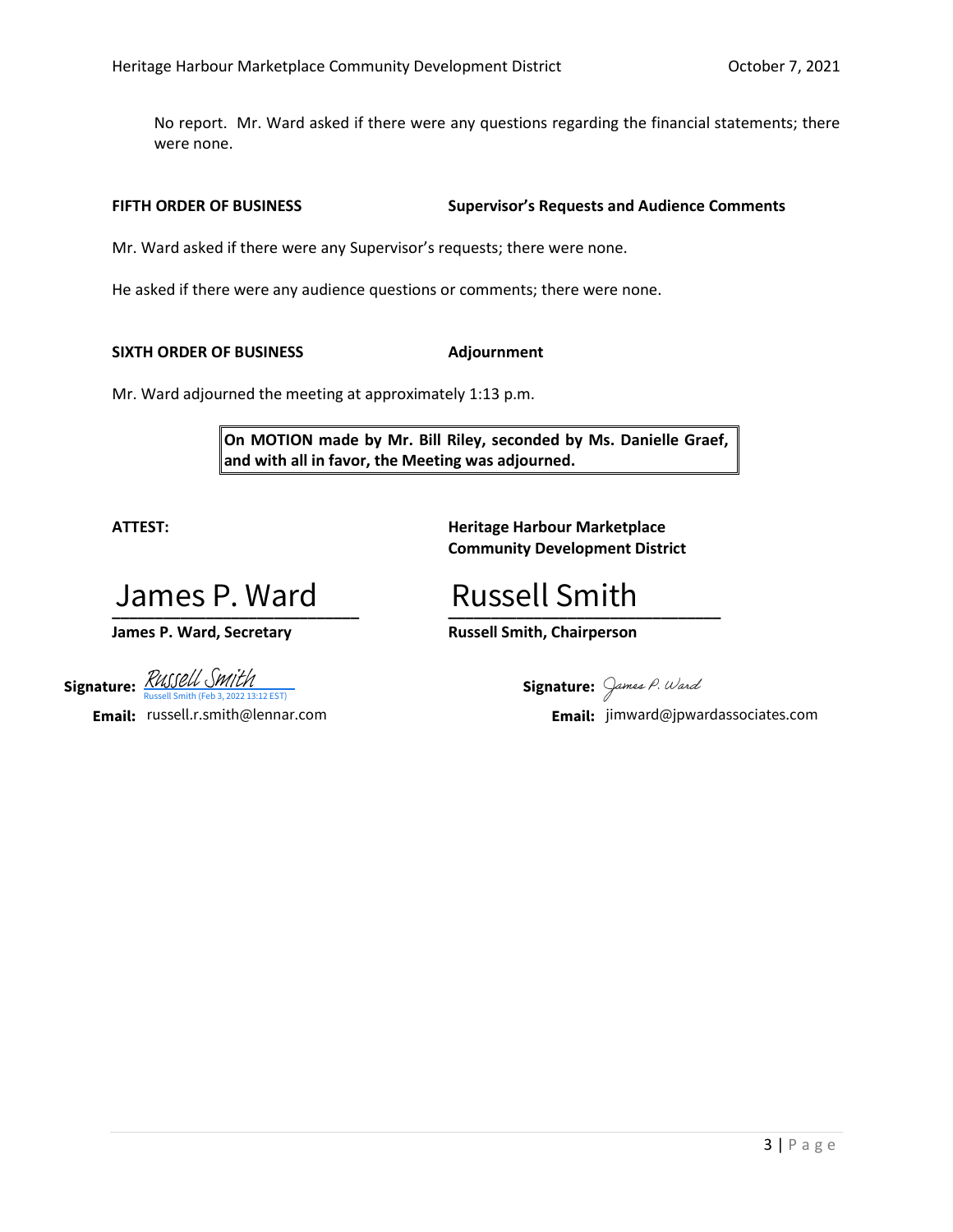No report. Mr. Ward asked if there were any questions regarding the financial statements; there were none.

**FIFTH ORDER OF BUSINESS** **Supervisor's Requests and Audience Comments**

Mr. Ward asked if there were any Supervisor's requests; there were none.

He asked if there were any audience questions or comments; there were none.

**SIXTH ORDER OF BUSINESS** **Adjournment**

Mr. Ward adjourned the meeting at approximately 1:13 p.m.

**On MOTION made by Mr. Bill Riley, seconded by Ms. Danielle Graef, and with all in favor, the Meeting was adjourned.**

**ATTEST:**

**Heritage Harbour Marketplace Community Development District**

James P. Ward
**James P. Ward, Secretary**

Russell Smith
**Russell Smith, Chairperson**

**Signature:** Russell Smith
Russell Smith (Feb 3, 2022 13:12 EST)
**Email:** russell.r.smith@lennar.com

**Signature:** James P. Ward
**Email:** jimward@jpwardassociates.com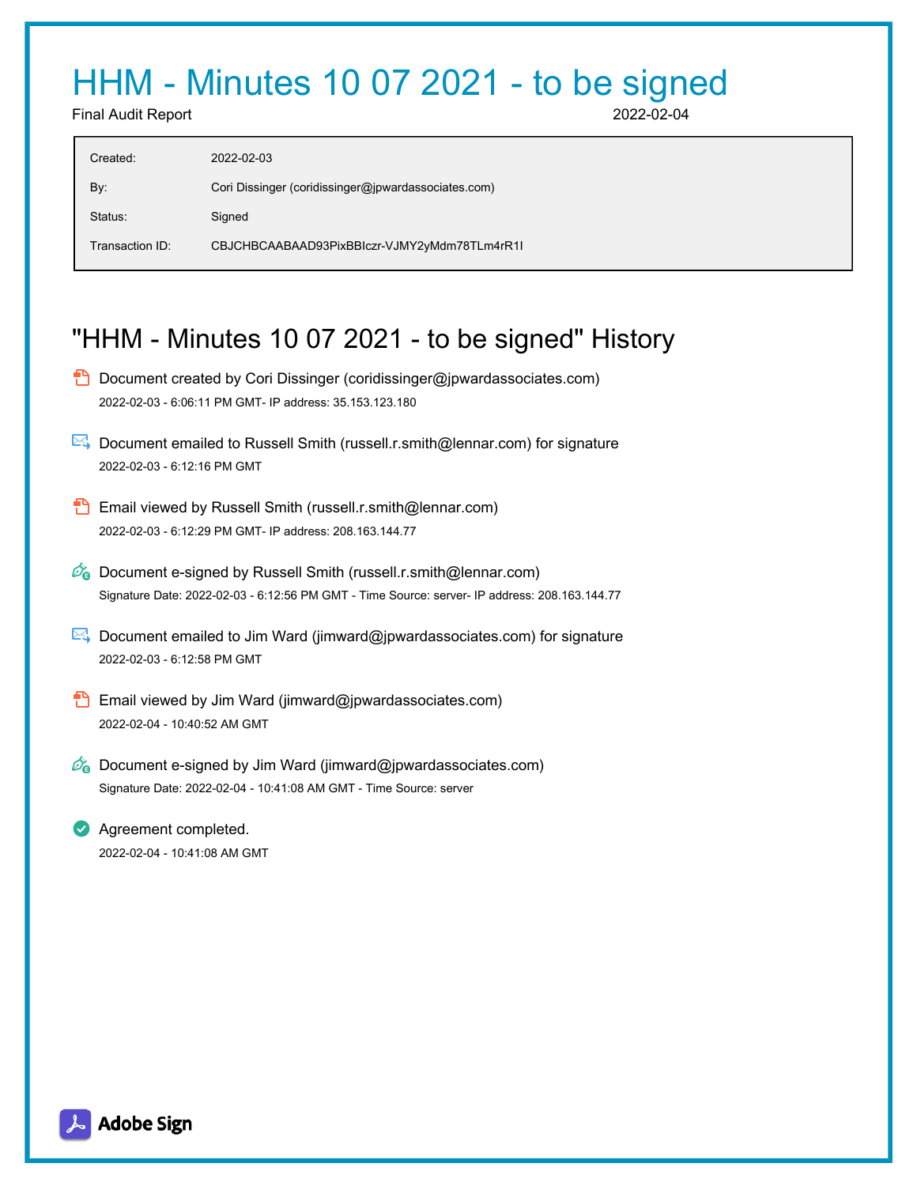# HHM - Minutes 10 07 2021 - to be signed

Final Audit Report 2022-02-04

| | |
|---|---|
| Created: | 2022-02-03 |
| By: | Cori Dissinger (coridissinger@jpwardassociates.com) |
| Status: | Signed |
| Transaction ID: | CBJCHBCAABAAD93PixBBIczr-VJMY2yMdm78TLm4rR1I |

## "HHM - Minutes 10 07 2021 - to be signed" History

- Document created by Cori Dissinger (coridissinger@jpwardassociates.com)
  2022-02-03 - 6:06:11 PM GMT- IP address: 35.153.123.180

- Document emailed to Russell Smith (russell.r.smith@lennar.com) for signature
  2022-02-03 - 6:12:16 PM GMT

- Email viewed by Russell Smith (russell.r.smith@lennar.com)
  2022-02-03 - 6:12:29 PM GMT- IP address: 208.163.144.77

- Document e-signed by Russell Smith (russell.r.smith@lennar.com)
  Signature Date: 2022-02-03 - 6:12:56 PM GMT - Time Source: server- IP address: 208.163.144.77

- Document emailed to Jim Ward (jimward@jpwardassociates.com) for signature
  2022-02-03 - 6:12:58 PM GMT

- Email viewed by Jim Ward (jimward@jpwardassociates.com)
  2022-02-04 - 10:40:52 AM GMT

- Document e-signed by Jim Ward (jimward@jpwardassociates.com)
  Signature Date: 2022-02-04 - 10:41:08 AM GMT - Time Source: server

- Agreement completed.
  2022-02-04 - 10:41:08 AM GMT

Adobe Sign